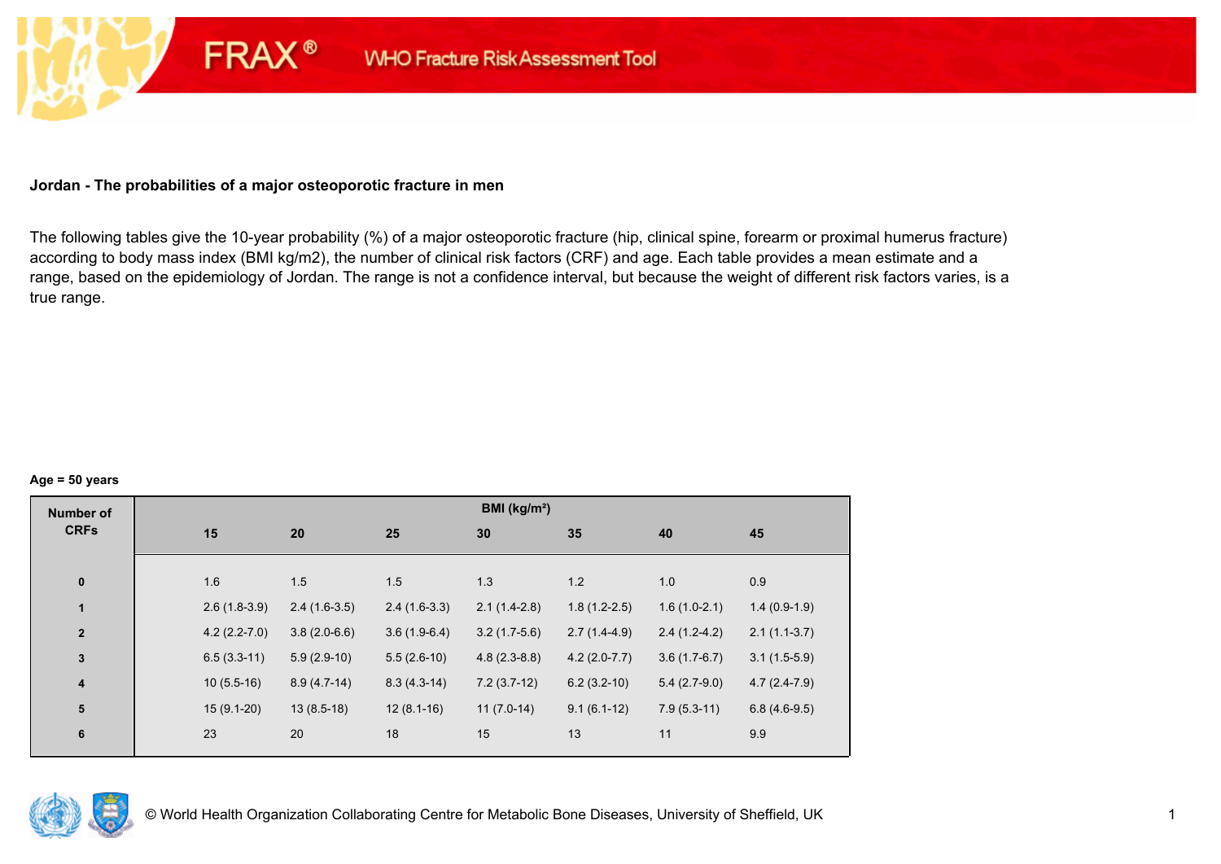FRAX® WHO Fracture Risk Assessment Tool

**Jordan - The probabilities of a major osteoporotic fracture in men**

The following tables give the 10-year probability (%) of a major osteoporotic fracture (hip, clinical spine, forearm or proximal humerus fracture) according to body mass index (BMI kg/m2), the number of clinical risk factors (CRF) and age. Each table provides a mean estimate and a range, based on the epidemiology of Jordan. The range is not a confidence interval, but because the weight of different risk factors varies, is a true range.

**Age = 50 years**

| Number of CRFs | BMI (kg/m²) | | | | | | |
|---|---|---|---|---|---|---|---|
| | **15** | **20** | **25** | **30** | **35** | **40** | **45** |
| **0** | 1.6 | 1.5 | 1.5 | 1.3 | 1.2 | 1.0 | 0.9 |
| **1** | 2.6 (1.8-3.9) | 2.4 (1.6-3.5) | 2.4 (1.6-3.3) | 2.1 (1.4-2.8) | 1.8 (1.2-2.5) | 1.6 (1.0-2.1) | 1.4 (0.9-1.9) |
| **2** | 4.2 (2.2-7.0) | 3.8 (2.0-6.6) | 3.6 (1.9-6.4) | 3.2 (1.7-5.6) | 2.7 (1.4-4.9) | 2.4 (1.2-4.2) | 2.1 (1.1-3.7) |
| **3** | 6.5 (3.3-11) | 5.9 (2.9-10) | 5.5 (2.6-10) | 4.8 (2.3-8.8) | 4.2 (2.0-7.7) | 3.6 (1.7-6.7) | 3.1 (1.5-5.9) |
| **4** | 10 (5.5-16) | 8.9 (4.7-14) | 8.3 (4.3-14) | 7.2 (3.7-12) | 6.2 (3.2-10) | 5.4 (2.7-9.0) | 4.7 (2.4-7.9) |
| **5** | 15 (9.1-20) | 13 (8.5-18) | 12 (8.1-16) | 11 (7.0-14) | 9.1 (6.1-12) | 7.9 (5.3-11) | 6.8 (4.6-9.5) |
| **6** | 23 | 20 | 18 | 15 | 13 | 11 | 9.9 |

© World Health Organization Collaborating Centre for Metabolic Bone Diseases, University of Sheffield, UK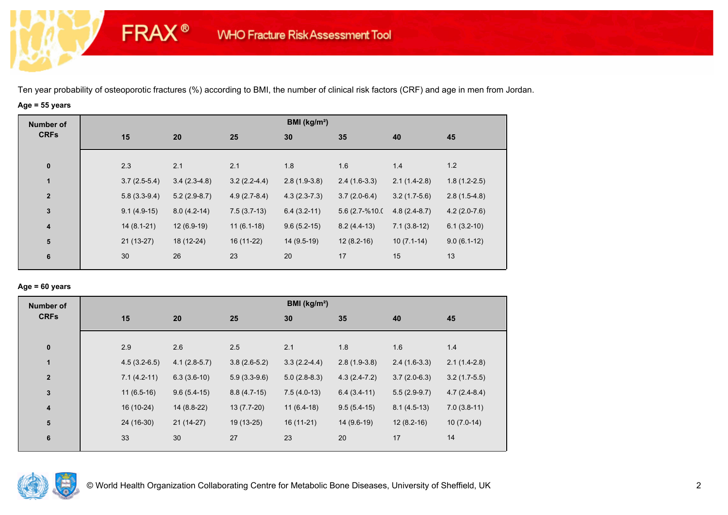Ten year probability of osteoporotic fractures (%) according to BMI, the number of clinical risk factors (CRF) and age in men from Jordan.

**Age = 55 years**

| Number of CRFs | BMI (kg/m²) | | | | | | |
|---|---|---|---|---|---|---|---|
| | 15 | 20 | 25 | 30 | 35 | 40 | 45 |
| 0 | 2.3 | 2.1 | 2.1 | 1.8 | 1.6 | 1.4 | 1.2 |
| 1 | 3.7 (2.5-5.4) | 3.4 (2.3-4.8) | 3.2 (2.2-4.4) | 2.8 (1.9-3.8) | 2.4 (1.6-3.3) | 2.1 (1.4-2.8) | 1.8 (1.2-2.5) |
| 2 | 5.8 (3.3-9.4) | 5.2 (2.9-8.7) | 4.9 (2.7-8.4) | 4.3 (2.3-7.3) | 3.7 (2.0-6.4) | 3.2 (1.7-5.6) | 2.8 (1.5-4.8) |
| 3 | 9.1 (4.9-15) | 8.0 (4.2-14) | 7.5 (3.7-13) | 6.4 (3.2-11) | 5.6 (2.7-%10.( | 4.8 (2.4-8.7) | 4.2 (2.0-7.6) |
| 4 | 14 (8.1-21) | 12 (6.9-19) | 11 (6.1-18) | 9.6 (5.2-15) | 8.2 (4.4-13) | 7.1 (3.8-12) | 6.1 (3.2-10) |
| 5 | 21 (13-27) | 18 (12-24) | 16 (11-22) | 14 (9.5-19) | 12 (8.2-16) | 10 (7.1-14) | 9.0 (6.1-12) |
| 6 | 30 | 26 | 23 | 20 | 17 | 15 | 13 |

**Age = 60 years**

| Number of CRFs | BMI (kg/m²) | | | | | | |
|---|---|---|---|---|---|---|---|
| | 15 | 20 | 25 | 30 | 35 | 40 | 45 |
| 0 | 2.9 | 2.6 | 2.5 | 2.1 | 1.8 | 1.6 | 1.4 |
| 1 | 4.5 (3.2-6.5) | 4.1 (2.8-5.7) | 3.8 (2.6-5.2) | 3.3 (2.2-4.4) | 2.8 (1.9-3.8) | 2.4 (1.6-3.3) | 2.1 (1.4-2.8) |
| 2 | 7.1 (4.2-11) | 6.3 (3.6-10) | 5.9 (3.3-9.6) | 5.0 (2.8-8.3) | 4.3 (2.4-7.2) | 3.7 (2.0-6.3) | 3.2 (1.7-5.5) |
| 3 | 11 (6.5-16) | 9.6 (5.4-15) | 8.8 (4.7-15) | 7.5 (4.0-13) | 6.4 (3.4-11) | 5.5 (2.9-9.7) | 4.7 (2.4-8.4) |
| 4 | 16 (10-24) | 14 (8.8-22) | 13 (7.7-20) | 11 (6.4-18) | 9.5 (5.4-15) | 8.1 (4.5-13) | 7.0 (3.8-11) |
| 5 | 24 (16-30) | 21 (14-27) | 19 (13-25) | 16 (11-21) | 14 (9.6-19) | 12 (8.2-16) | 10 (7.0-14) |
| 6 | 33 | 30 | 27 | 23 | 20 | 17 | 14 |

© World Health Organization Collaborating Centre for Metabolic Bone Diseases, University of Sheffield, UK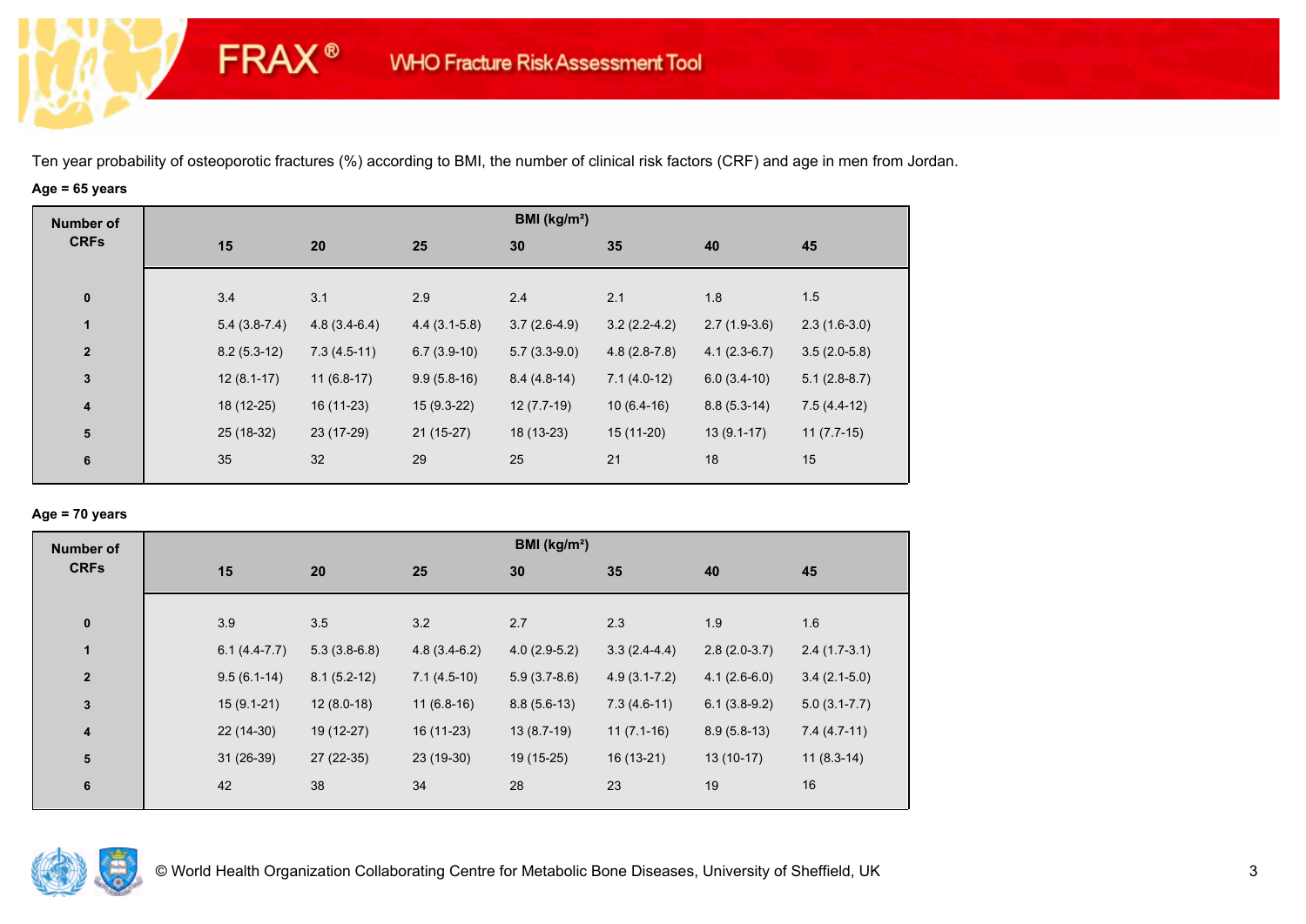Ten year probability of osteoporotic fractures (%) according to BMI, the number of clinical risk factors (CRF) and age in men from Jordan.

**Age = 65 years**

| Number of CRFs | BMI (kg/m²) | | | | | | |
|---|---|---|---|---|---|---|---|
| | 15 | 20 | 25 | 30 | 35 | 40 | 45 |
| 0 | 3.4 | 3.1 | 2.9 | 2.4 | 2.1 | 1.8 | 1.5 |
| 1 | 5.4 (3.8-7.4) | 4.8 (3.4-6.4) | 4.4 (3.1-5.8) | 3.7 (2.6-4.9) | 3.2 (2.2-4.2) | 2.7 (1.9-3.6) | 2.3 (1.6-3.0) |
| 2 | 8.2 (5.3-12) | 7.3 (4.5-11) | 6.7 (3.9-10) | 5.7 (3.3-9.0) | 4.8 (2.8-7.8) | 4.1 (2.3-6.7) | 3.5 (2.0-5.8) |
| 3 | 12 (8.1-17) | 11 (6.8-17) | 9.9 (5.8-16) | 8.4 (4.8-14) | 7.1 (4.0-12) | 6.0 (3.4-10) | 5.1 (2.8-8.7) |
| 4 | 18 (12-25) | 16 (11-23) | 15 (9.3-22) | 12 (7.7-19) | 10 (6.4-16) | 8.8 (5.3-14) | 7.5 (4.4-12) |
| 5 | 25 (18-32) | 23 (17-29) | 21 (15-27) | 18 (13-23) | 15 (11-20) | 13 (9.1-17) | 11 (7.7-15) |
| 6 | 35 | 32 | 29 | 25 | 21 | 18 | 15 |

**Age = 70 years**

| Number of CRFs | BMI (kg/m²) | | | | | | |
|---|---|---|---|---|---|---|---|
| | 15 | 20 | 25 | 30 | 35 | 40 | 45 |
| 0 | 3.9 | 3.5 | 3.2 | 2.7 | 2.3 | 1.9 | 1.6 |
| 1 | 6.1 (4.4-7.7) | 5.3 (3.8-6.8) | 4.8 (3.4-6.2) | 4.0 (2.9-5.2) | 3.3 (2.4-4.4) | 2.8 (2.0-3.7) | 2.4 (1.7-3.1) |
| 2 | 9.5 (6.1-14) | 8.1 (5.2-12) | 7.1 (4.5-10) | 5.9 (3.7-8.6) | 4.9 (3.1-7.2) | 4.1 (2.6-6.0) | 3.4 (2.1-5.0) |
| 3 | 15 (9.1-21) | 12 (8.0-18) | 11 (6.8-16) | 8.8 (5.6-13) | 7.3 (4.6-11) | 6.1 (3.8-9.2) | 5.0 (3.1-7.7) |
| 4 | 22 (14-30) | 19 (12-27) | 16 (11-23) | 13 (8.7-19) | 11 (7.1-16) | 8.9 (5.8-13) | 7.4 (4.7-11) |
| 5 | 31 (26-39) | 27 (22-35) | 23 (19-30) | 19 (15-25) | 16 (13-21) | 13 (10-17) | 11 (8.3-14) |
| 6 | 42 | 38 | 34 | 28 | 23 | 19 | 16 |

© World Health Organization Collaborating Centre for Metabolic Bone Diseases, University of Sheffield, UK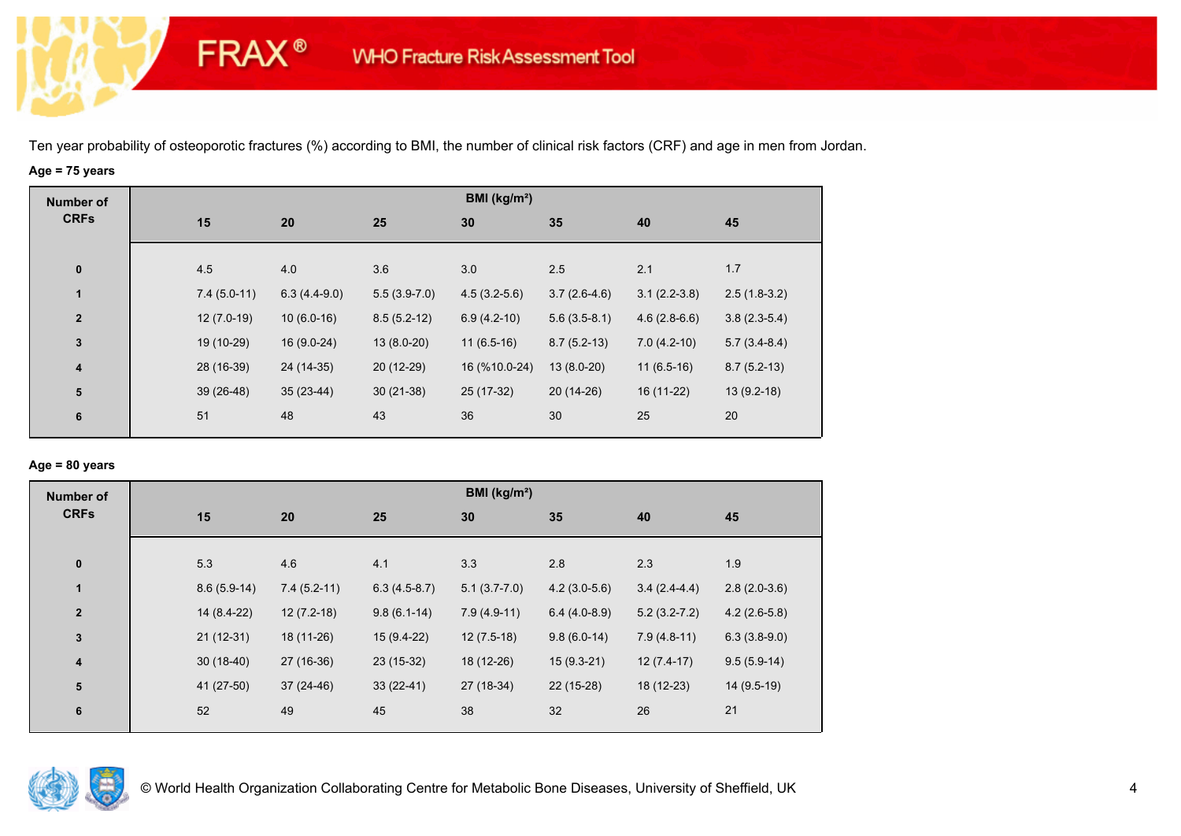# FRAX® WHO Fracture Risk Assessment Tool

Ten year probability of osteoporotic fractures (%) according to BMI, the number of clinical risk factors (CRF) and age in men from Jordan.

**Age = 75 years**

| Number of CRFs | BMI (kg/m²) | | | | | | |
|---|---|---|---|---|---|---|---|
| | **15** | **20** | **25** | **30** | **35** | **40** | **45** |
| **0** | 4.5 | 4.0 | 3.6 | 3.0 | 2.5 | 2.1 | 1.7 |
| **1** | 7.4 (5.0-11) | 6.3 (4.4-9.0) | 5.5 (3.9-7.0) | 4.5 (3.2-5.6) | 3.7 (2.6-4.6) | 3.1 (2.2-3.8) | 2.5 (1.8-3.2) |
| **2** | 12 (7.0-19) | 10 (6.0-16) | 8.5 (5.2-12) | 6.9 (4.2-10) | 5.6 (3.5-8.1) | 4.6 (2.8-6.6) | 3.8 (2.3-5.4) |
| **3** | 19 (10-29) | 16 (9.0-24) | 13 (8.0-20) | 11 (6.5-16) | 8.7 (5.2-13) | 7.0 (4.2-10) | 5.7 (3.4-8.4) |
| **4** | 28 (16-39) | 24 (14-35) | 20 (12-29) | 16 (%10.0-24) | 13 (8.0-20) | 11 (6.5-16) | 8.7 (5.2-13) |
| **5** | 39 (26-48) | 35 (23-44) | 30 (21-38) | 25 (17-32) | 20 (14-26) | 16 (11-22) | 13 (9.2-18) |
| **6** | 51 | 48 | 43 | 36 | 30 | 25 | 20 |

**Age = 80 years**

| Number of CRFs | BMI (kg/m²) | | | | | | |
|---|---|---|---|---|---|---|---|
| | **15** | **20** | **25** | **30** | **35** | **40** | **45** |
| **0** | 5.3 | 4.6 | 4.1 | 3.3 | 2.8 | 2.3 | 1.9 |
| **1** | 8.6 (5.9-14) | 7.4 (5.2-11) | 6.3 (4.5-8.7) | 5.1 (3.7-7.0) | 4.2 (3.0-5.6) | 3.4 (2.4-4.4) | 2.8 (2.0-3.6) |
| **2** | 14 (8.4-22) | 12 (7.2-18) | 9.8 (6.1-14) | 7.9 (4.9-11) | 6.4 (4.0-8.9) | 5.2 (3.2-7.2) | 4.2 (2.6-5.8) |
| **3** | 21 (12-31) | 18 (11-26) | 15 (9.4-22) | 12 (7.5-18) | 9.8 (6.0-14) | 7.9 (4.8-11) | 6.3 (3.8-9.0) |
| **4** | 30 (18-40) | 27 (16-36) | 23 (15-32) | 18 (12-26) | 15 (9.3-21) | 12 (7.4-17) | 9.5 (5.9-14) |
| **5** | 41 (27-50) | 37 (24-46) | 33 (22-41) | 27 (18-34) | 22 (15-28) | 18 (12-23) | 14 (9.5-19) |
| **6** | 52 | 49 | 45 | 38 | 32 | 26 | 21 |

© World Health Organization Collaborating Centre for Metabolic Bone Diseases, University of Sheffield, UK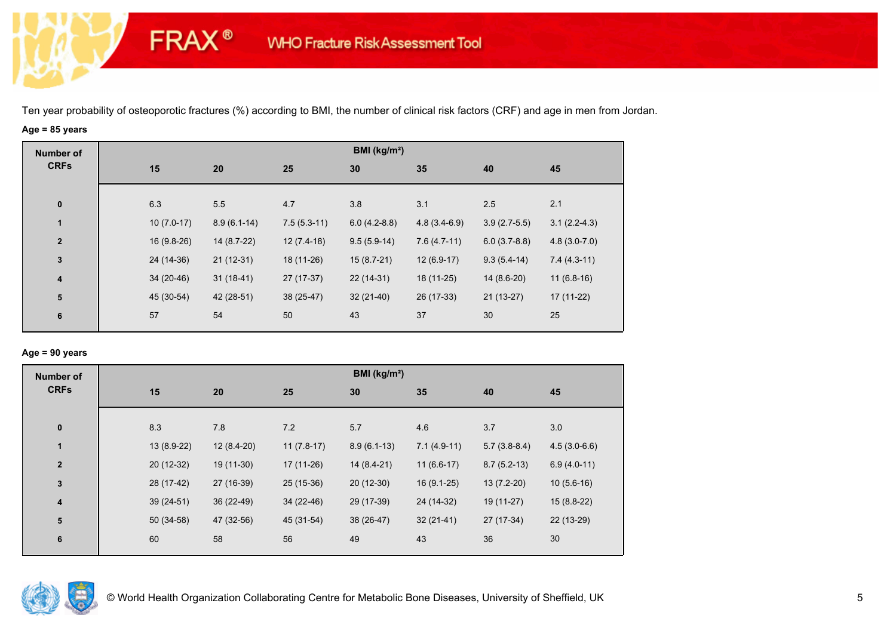# FRAX® WHO Fracture Risk Assessment Tool

Ten year probability of osteoporotic fractures (%) according to BMI, the number of clinical risk factors (CRF) and age in men from Jordan.

**Age = 85 years**

| Number of CRFs | BMI (kg/m²) | | | | | | |
|---|---|---|---|---|---|---|---|
| | 15 | 20 | 25 | 30 | 35 | 40 | 45 |
| 0 | 6.3 | 5.5 | 4.7 | 3.8 | 3.1 | 2.5 | 2.1 |
| 1 | 10 (7.0-17) | 8.9 (6.1-14) | 7.5 (5.3-11) | 6.0 (4.2-8.8) | 4.8 (3.4-6.9) | 3.9 (2.7-5.5) | 3.1 (2.2-4.3) |
| 2 | 16 (9.8-26) | 14 (8.7-22) | 12 (7.4-18) | 9.5 (5.9-14) | 7.6 (4.7-11) | 6.0 (3.7-8.8) | 4.8 (3.0-7.0) |
| 3 | 24 (14-36) | 21 (12-31) | 18 (11-26) | 15 (8.7-21) | 12 (6.9-17) | 9.3 (5.4-14) | 7.4 (4.3-11) |
| 4 | 34 (20-46) | 31 (18-41) | 27 (17-37) | 22 (14-31) | 18 (11-25) | 14 (8.6-20) | 11 (6.8-16) |
| 5 | 45 (30-54) | 42 (28-51) | 38 (25-47) | 32 (21-40) | 26 (17-33) | 21 (13-27) | 17 (11-22) |
| 6 | 57 | 54 | 50 | 43 | 37 | 30 | 25 |

**Age = 90 years**

| Number of CRFs | BMI (kg/m²) | | | | | | |
|---|---|---|---|---|---|---|---|
| | 15 | 20 | 25 | 30 | 35 | 40 | 45 |
| 0 | 8.3 | 7.8 | 7.2 | 5.7 | 4.6 | 3.7 | 3.0 |
| 1 | 13 (8.9-22) | 12 (8.4-20) | 11 (7.8-17) | 8.9 (6.1-13) | 7.1 (4.9-11) | 5.7 (3.8-8.4) | 4.5 (3.0-6.6) |
| 2 | 20 (12-32) | 19 (11-30) | 17 (11-26) | 14 (8.4-21) | 11 (6.6-17) | 8.7 (5.2-13) | 6.9 (4.0-11) |
| 3 | 28 (17-42) | 27 (16-39) | 25 (15-36) | 20 (12-30) | 16 (9.1-25) | 13 (7.2-20) | 10 (5.6-16) |
| 4 | 39 (24-51) | 36 (22-49) | 34 (22-46) | 29 (17-39) | 24 (14-32) | 19 (11-27) | 15 (8.8-22) |
| 5 | 50 (34-58) | 47 (32-56) | 45 (31-54) | 38 (26-47) | 32 (21-41) | 27 (17-34) | 22 (13-29) |
| 6 | 60 | 58 | 56 | 49 | 43 | 36 | 30 |

© World Health Organization Collaborating Centre for Metabolic Bone Diseases, University of Sheffield, UK